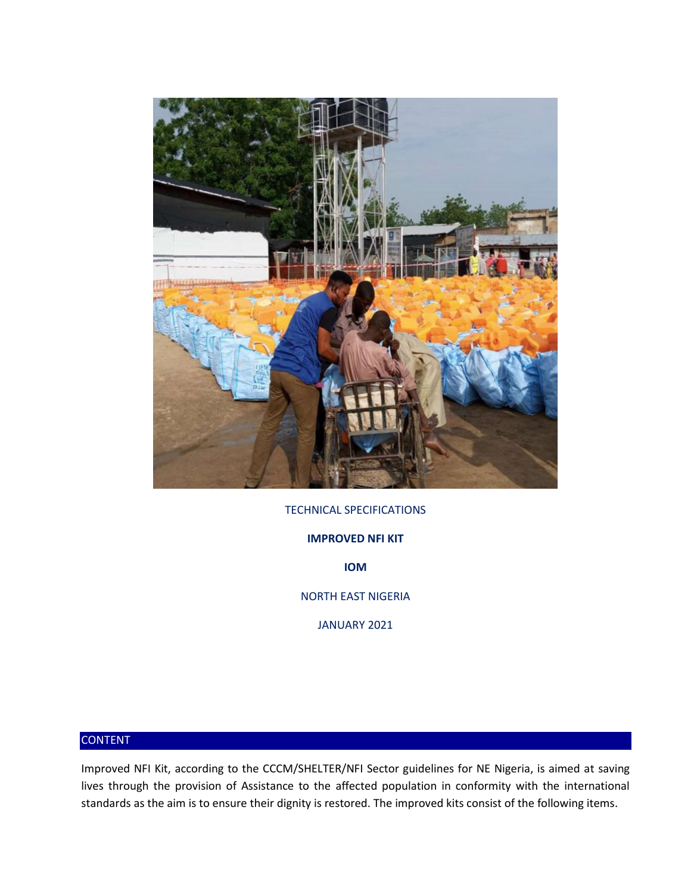TECHNICAL SPECIFICATIONS

**IMPROVED NFI KIT**

**IOM**

NORTH EAST NIGERIA

JANUARY 2021

## CONTENT

Improved NFI Kit, according to the CCCM/SHELTER/NFI Sector guidelines for NE Nigeria, is aimed at saving lives through the provision of Assistance to the affected population in conformity with the international standards as the aim is to ensure their dignity is restored. The improved kits consist of the following items.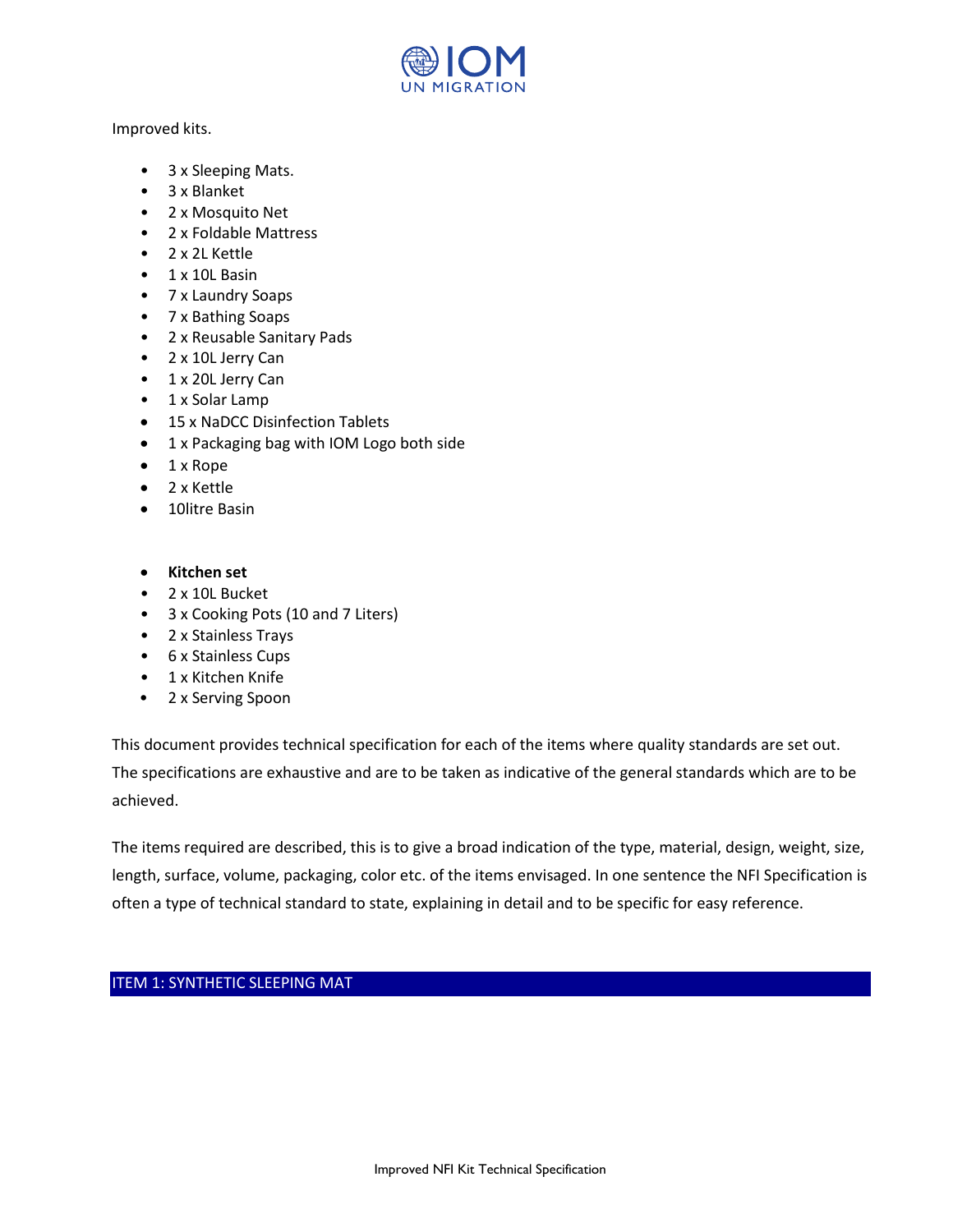Improved kits.

- 3 x Sleeping Mats.
- 3 x Blanket
- 2 x Mosquito Net
- 2 x Foldable Mattress
- 2 x 2L Kettle
- 1 x 10L Basin
- 7 x Laundry Soaps
- 7 x Bathing Soaps
- 2 x Reusable Sanitary Pads
- 2 x 10L Jerry Can
- 1 x 20L Jerry Can
- 1 x Solar Lamp
- 15 x NaDCC Disinfection Tablets
- 1 x Packaging bag with IOM Logo both side
- 1 x Rope
- 2 x Kettle
- 10litre Basin

- **Kitchen set**
- 2 x 10L Bucket
- 3 x Cooking Pots (10 and 7 Liters)
- 2 x Stainless Trays
- 6 x Stainless Cups
- 1 x Kitchen Knife
- 2 x Serving Spoon

This document provides technical specification for each of the items where quality standards are set out. The specifications are exhaustive and are to be taken as indicative of the general standards which are to be achieved.

The items required are described, this is to give a broad indication of the type, material, design, weight, size, length, surface, volume, packaging, color etc. of the items envisaged. In one sentence the NFI Specification is often a type of technical standard to state, explaining in detail and to be specific for easy reference.

## ITEM 1: SYNTHETIC SLEEPING MAT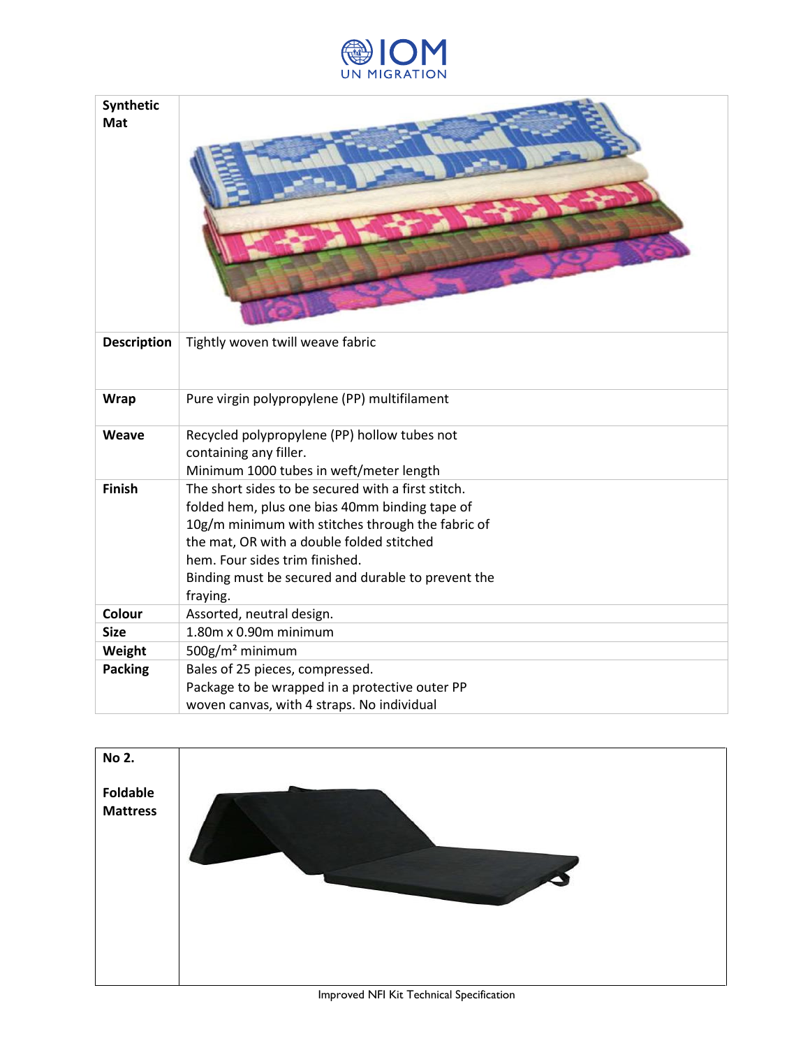| Synthetic Mat | |
|---|---|
| Description | Tightly woven twill weave fabric |
| Wrap | Pure virgin polypropylene (PP) multifilament |
| Weave | Recycled polypropylene (PP) hollow tubes not containing any filler.<br>Minimum 1000 tubes in weft/meter length |
| Finish | The short sides to be secured with a first stitch. folded hem, plus one bias 40mm binding tape of 10g/m minimum with stitches through the fabric of the mat, OR with a double folded stitched hem. Four sides trim finished.<br>Binding must be secured and durable to prevent the fraying. |
| Colour | Assorted, neutral design. |
| Size | 1.80m x 0.90m minimum |
| Weight | 500g/m² minimum |
| Packing | Bales of 25 pieces, compressed.<br>Package to be wrapped in a protective outer PP woven canvas, with 4 straps. No individual |

| No 2.<br><br>Foldable Mattress | |
|---|---|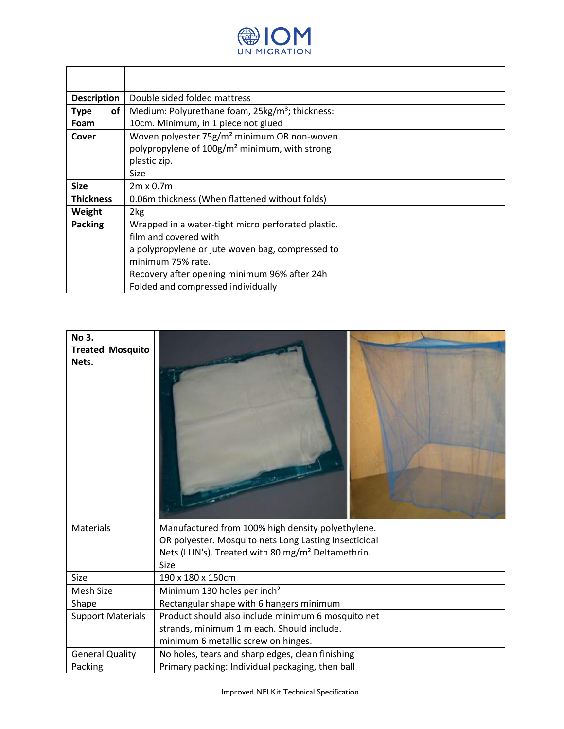| | |
|---|---|
| **Description** | Double sided folded mattress |
| **Type of Foam** | Medium: Polyurethane foam, 25kg/m³; thickness: 10cm. Minimum, in 1 piece not glued |
| **Cover** | Woven polyester 75g/m² minimum OR non-woven. polypropylene of 100g/m² minimum, with strong plastic zip. Size |
| **Size** | 2m x 0.7m |
| **Thickness** | 0.06m thickness (When flattened without folds) |
| **Weight** | 2kg |
| **Packing** | Wrapped in a water-tight micro perforated plastic. film and covered with a polypropylene or jute woven bag, compressed to minimum 75% rate. Recovery after opening minimum 96% after 24h Folded and compressed individually |

| **No 3. Treated Mosquito Nets.** | |
|---|---|
| Materials | Manufactured from 100% high density polyethylene. OR polyester. Mosquito nets Long Lasting Insecticidal Nets (LLIN's). Treated with 80 mg/m² Deltamethrin. Size |
| Size | 190 x 180 x 150cm |
| Mesh Size | Minimum 130 holes per inch² |
| Shape | Rectangular shape with 6 hangers minimum |
| Support Materials | Product should also include minimum 6 mosquito net strands, minimum 1 m each. Should include. minimum 6 metallic screw on hinges. |
| General Quality | No holes, tears and sharp edges, clean finishing |
| Packing | Primary packing: Individual packaging, then ball |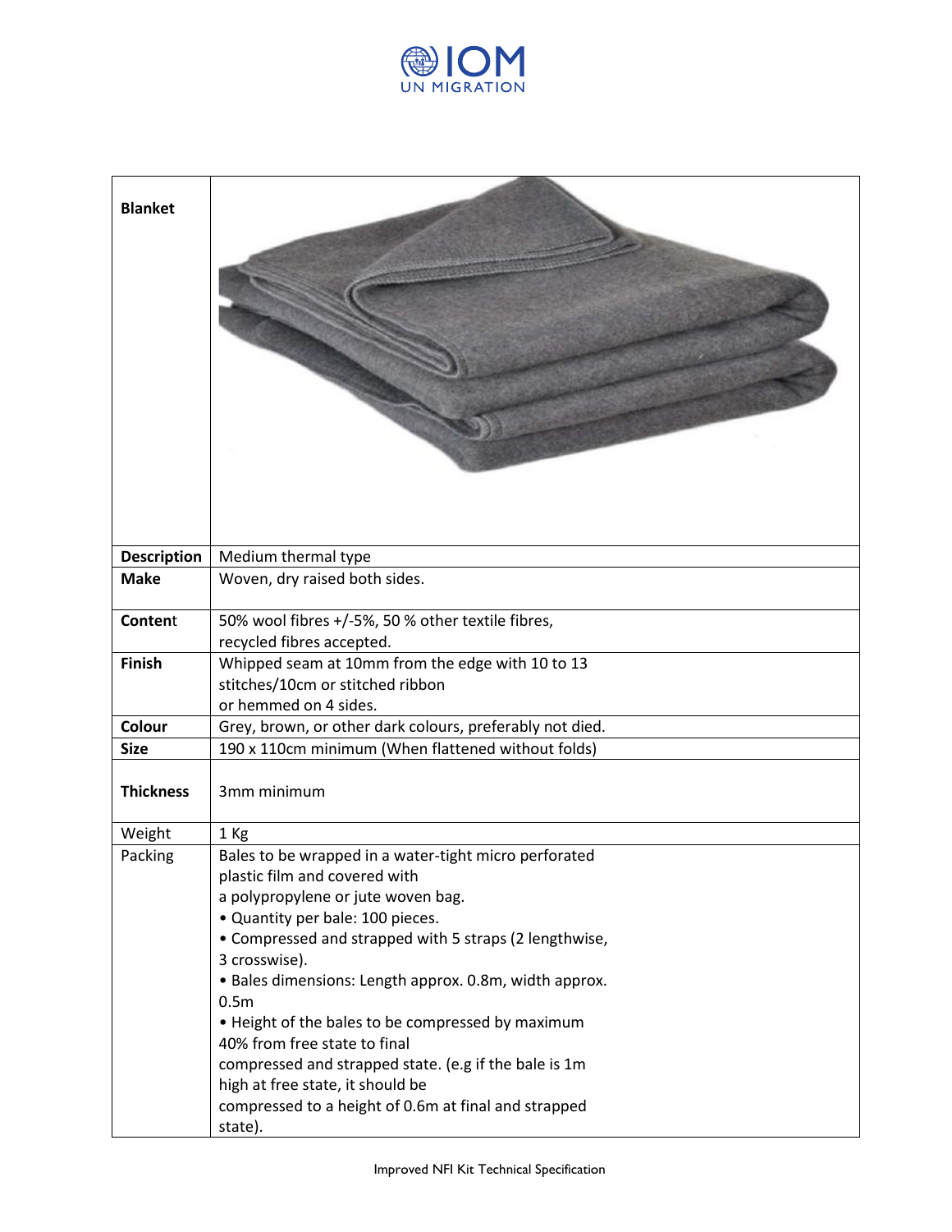| **Blanket** | |
|---|---|
| **Description** | Medium thermal type |
| **Make** | Woven, dry raised both sides. |
| **Content** | 50% wool fibres +/-5%, 50 % other textile fibres, recycled fibres accepted. |
| **Finish** | Whipped seam at 10mm from the edge with 10 to 13 stitches/10cm or stitched ribbon or hemmed on 4 sides. |
| **Colour** | Grey, brown, or other dark colours, preferably not died. |
| **Size** | 190 x 110cm minimum (When flattened without folds) |
| **Thickness** | 3mm minimum |
| Weight | 1 Kg |
| Packing | Bales to be wrapped in a water-tight micro perforated plastic film and covered with a polypropylene or jute woven bag.<br>• Quantity per bale: 100 pieces.<br>• Compressed and strapped with 5 straps (2 lengthwise, 3 crosswise).<br>• Bales dimensions: Length approx. 0.8m, width approx. 0.5m<br>• Height of the bales to be compressed by maximum 40% from free state to final compressed and strapped state. (e.g if the bale is 1m high at free state, it should be compressed to a height of 0.6m at final and strapped state). |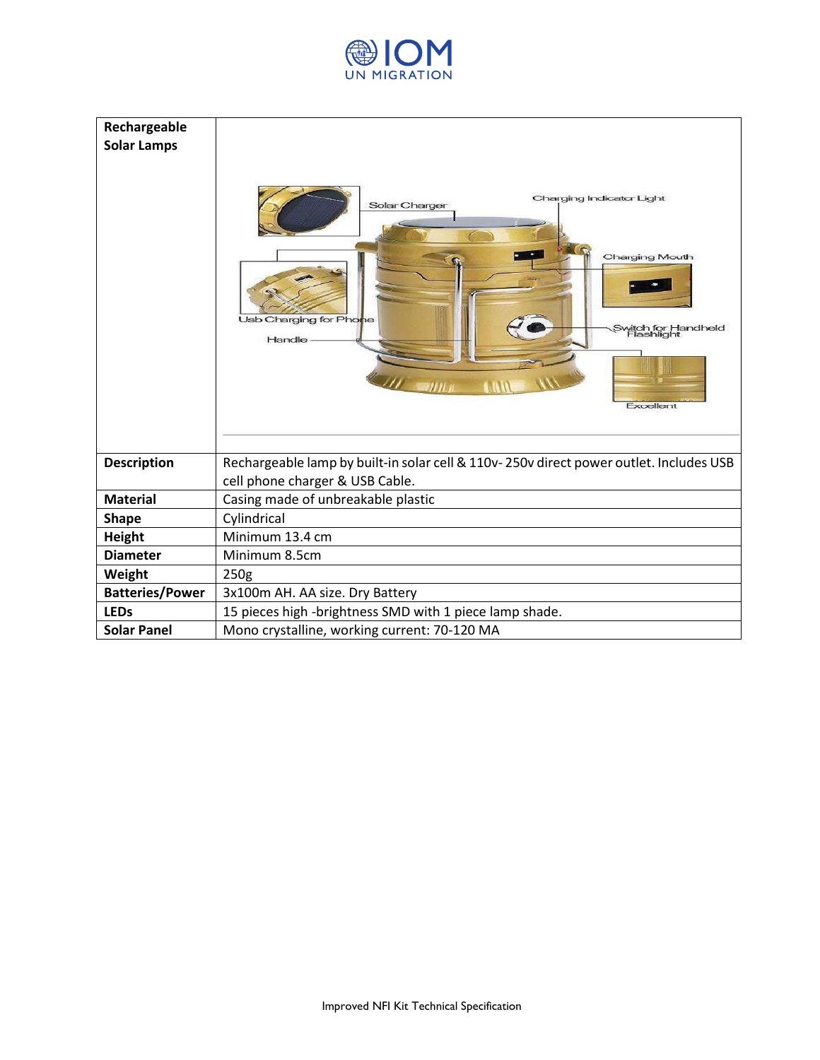| Rechargeable Solar Lamps | |
| --- | --- |
| **Description** | Rechargeable lamp by built-in solar cell & 110v- 250v direct power outlet. Includes USB cell phone charger & USB Cable. |
| **Material** | Casing made of unbreakable plastic |
| **Shape** | Cylindrical |
| **Height** | Minimum 13.4 cm |
| **Diameter** | Minimum 8.5cm |
| **Weight** | 250g |
| **Batteries/Power** | 3x100m AH. AA size. Dry Battery |
| **LEDs** | 15 pieces high -brightness SMD with 1 piece lamp shade. |
| **Solar Panel** | Mono crystalline, working current: 70-120 MA |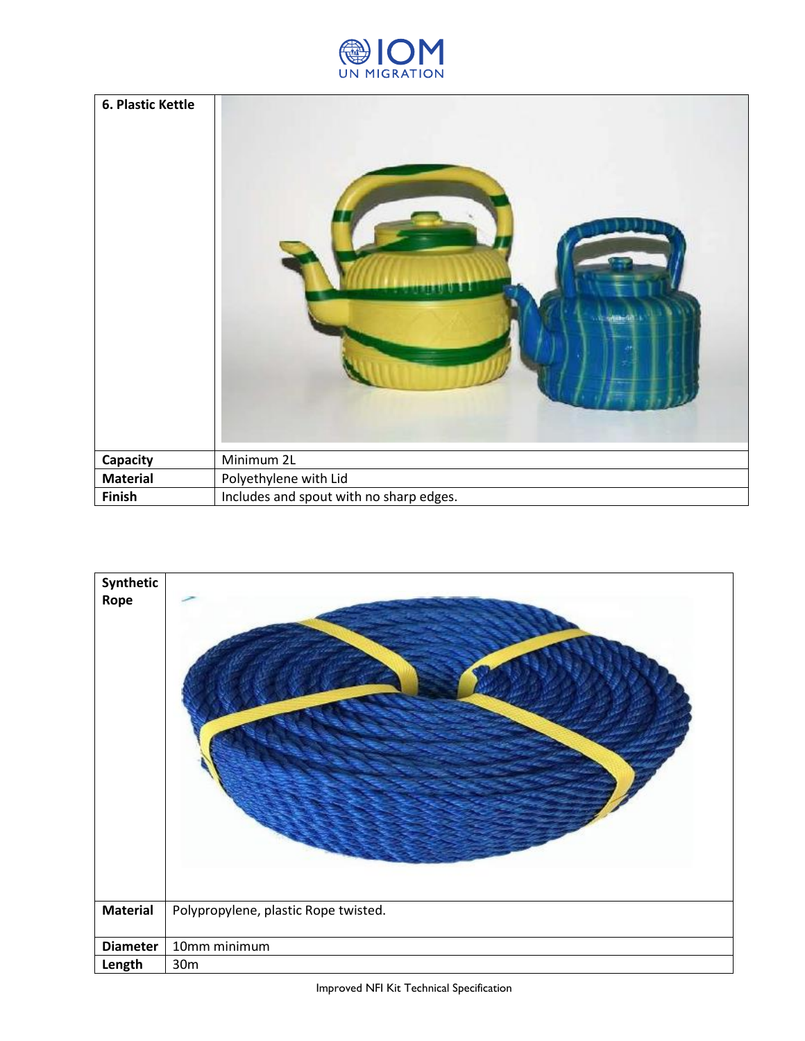| 6. Plastic Kettle | |
|---|---|
| Capacity | Minimum 2L |
| Material | Polyethylene with Lid |
| Finish | Includes and spout with no sharp edges. |

| Synthetic Rope | |
|---|---|
| Material | Polypropylene, plastic Rope twisted. |
| Diameter | 10mm minimum |
| Length | 30m |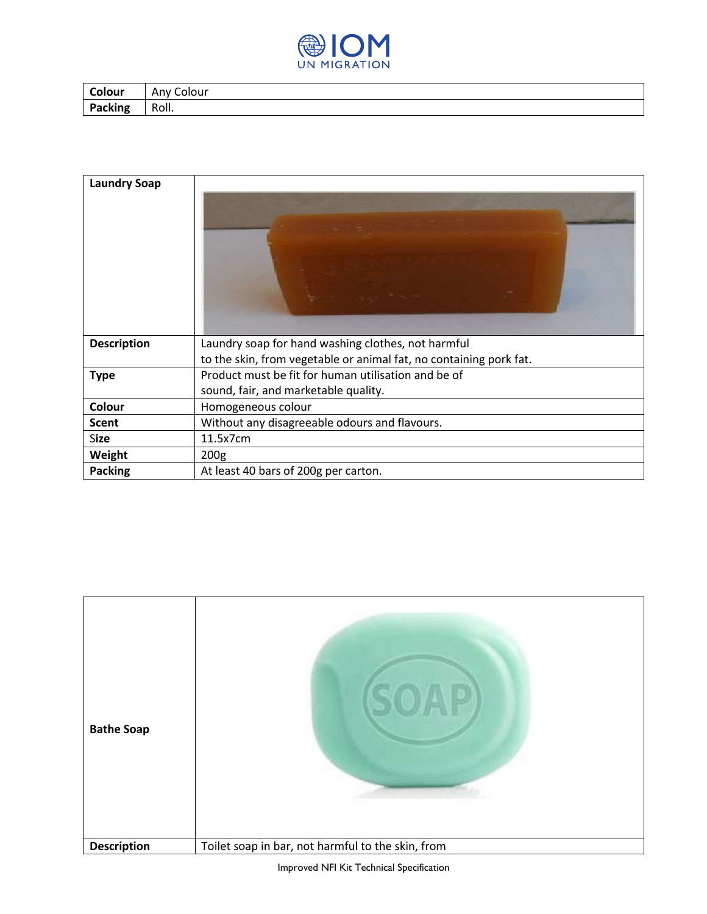| Colour | Any Colour |
|---|---|
| Packing | Roll. |

| Laundry Soap | |
|---|---|
| Description | Laundry soap for hand washing clothes, not harmful to the skin, from vegetable or animal fat, no containing pork fat. |
| Type | Product must be fit for human utilisation and be of sound, fair, and marketable quality. |
| Colour | Homogeneous colour |
| Scent | Without any disagreeable odours and flavours. |
| Size | 11.5x7cm |
| Weight | 200g |
| Packing | At least 40 bars of 200g per carton. |

| Bathe Soap | |
|---|---|
| Description | Toilet soap in bar, not harmful to the skin, from |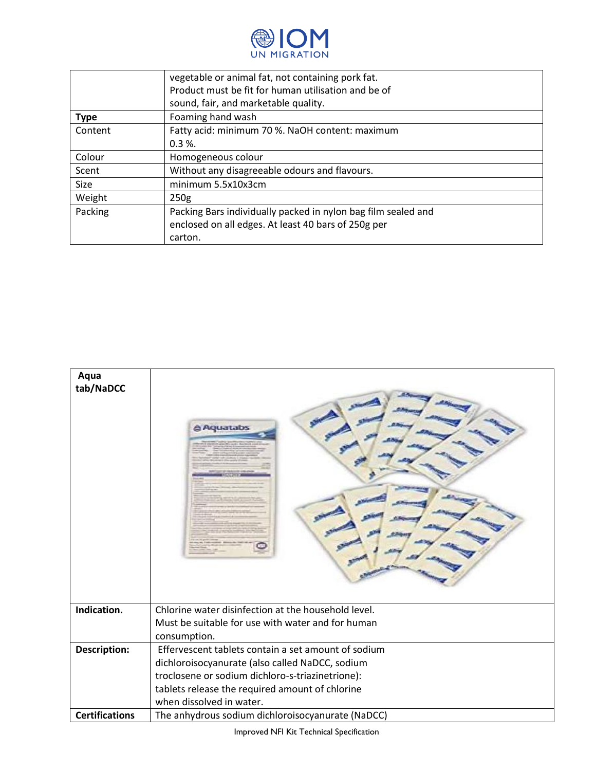| | |
|---|---|
| | vegetable or animal fat, not containing pork fat. Product must be fit for human utilisation and be of sound, fair, and marketable quality. |
| **Type** | Foaming hand wash |
| Content | Fatty acid: minimum 70 %. NaOH content: maximum 0.3 %. |
| Colour | Homogeneous colour |
| Scent | Without any disagreeable odours and flavours. |
| Size | minimum 5.5x10x3cm |
| Weight | 250g |
| Packing | Packing Bars individually packed in nylon bag film sealed and enclosed on all edges. At least 40 bars of 250g per carton. |

| **Aqua tab/NaDCC** | |
|---|---|
| **Indication.** | Chlorine water disinfection at the household level. Must be suitable for use with water and for human consumption. |
| **Description:** | Effervescent tablets contain a set amount of sodium dichloroisocyanurate (also called NaDCC, sodium troclosene or sodium dichloro-s-triazinetrione): tablets release the required amount of chlorine when dissolved in water. |
| **Certifications** | The anhydrous sodium dichloroisocyanurate (NaDCC) |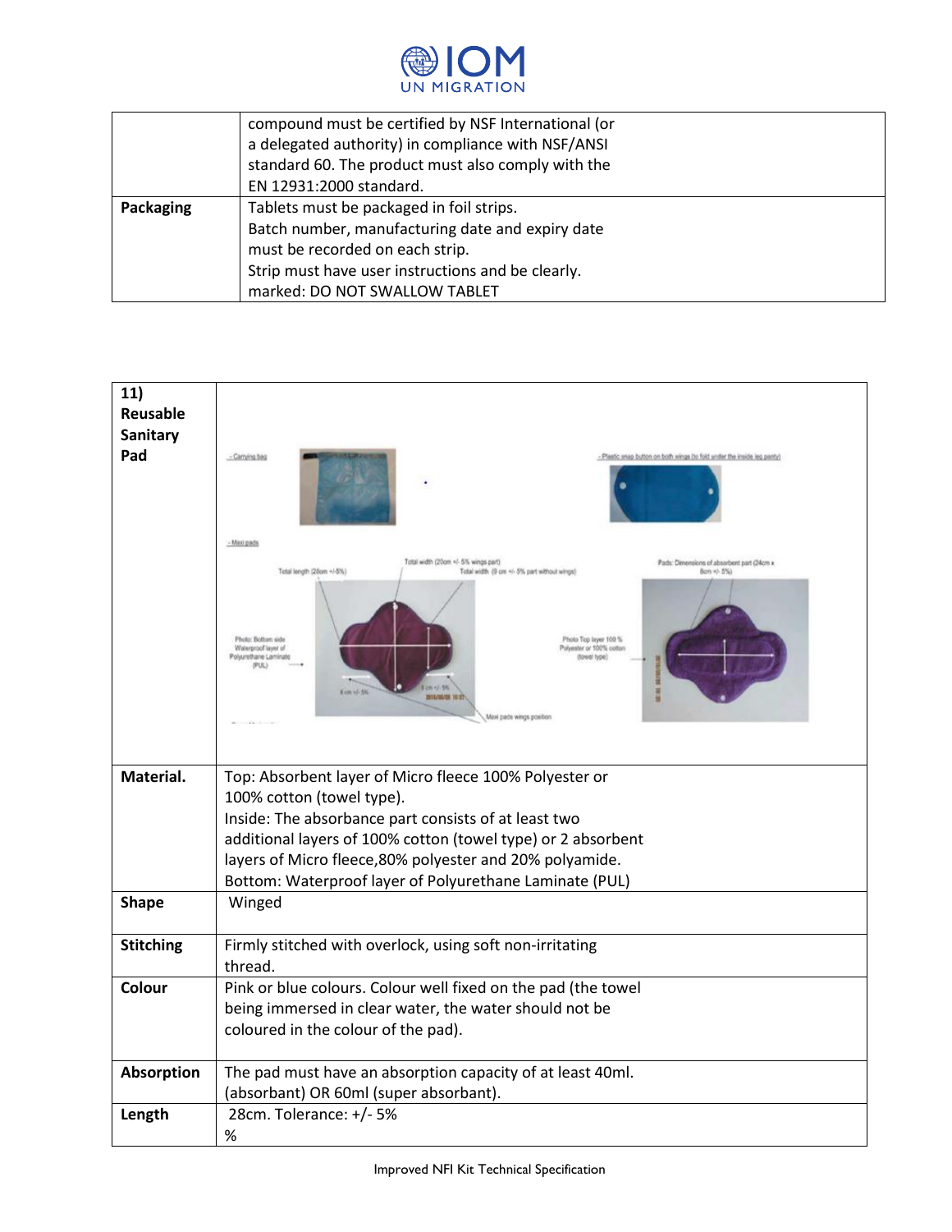| | |
|---|---|
| | compound must be certified by NSF International (or a delegated authority) in compliance with NSF/ANSI standard 60. The product must also comply with the EN 12931:2000 standard. |
| **Packaging** | Tablets must be packaged in foil strips.<br>Batch number, manufacturing date and expiry date must be recorded on each strip.<br>Strip must have user instructions and be clearly. marked: DO NOT SWALLOW TABLET |

| **11) Reusable Sanitary Pad** | - Carrying bag<br>- Plastic snap button on both wings (to fold under the inside leg panty)<br>- Maxi pads<br>Total length (28cm +/-5%)<br>Total width (20cm +/- 5% wings part)<br>Total width (9 cm +/- 5% part without wings)<br>Pads: Dimensions of absorbent part (24cm x 8cm +/- 5%)<br>Photo: Bottom side Waterproof layer of Polyurethane Laminate (PUL)<br>Photo Top layer 100 % Polyester or 100% cotton (towel type)<br>Maxi pads wings position |
|---|---|
| **Material.** | Top: Absorbent layer of Micro fleece 100% Polyester or 100% cotton (towel type).<br>Inside: The absorbance part consists of at least two additional layers of 100% cotton (towel type) or 2 absorbent layers of Micro fleece,80% polyester and 20% polyamide.<br>Bottom: Waterproof layer of Polyurethane Laminate (PUL) |
| **Shape** | Winged |
| **Stitching** | Firmly stitched with overlock, using soft non-irritating thread. |
| **Colour** | Pink or blue colours. Colour well fixed on the pad (the towel being immersed in clear water, the water should not be coloured in the colour of the pad). |
| **Absorption** | The pad must have an absorption capacity of at least 40ml. (absorbant) OR 60ml (super absorbant). |
| **Length** | 28cm. Tolerance: +/- 5%<br>% |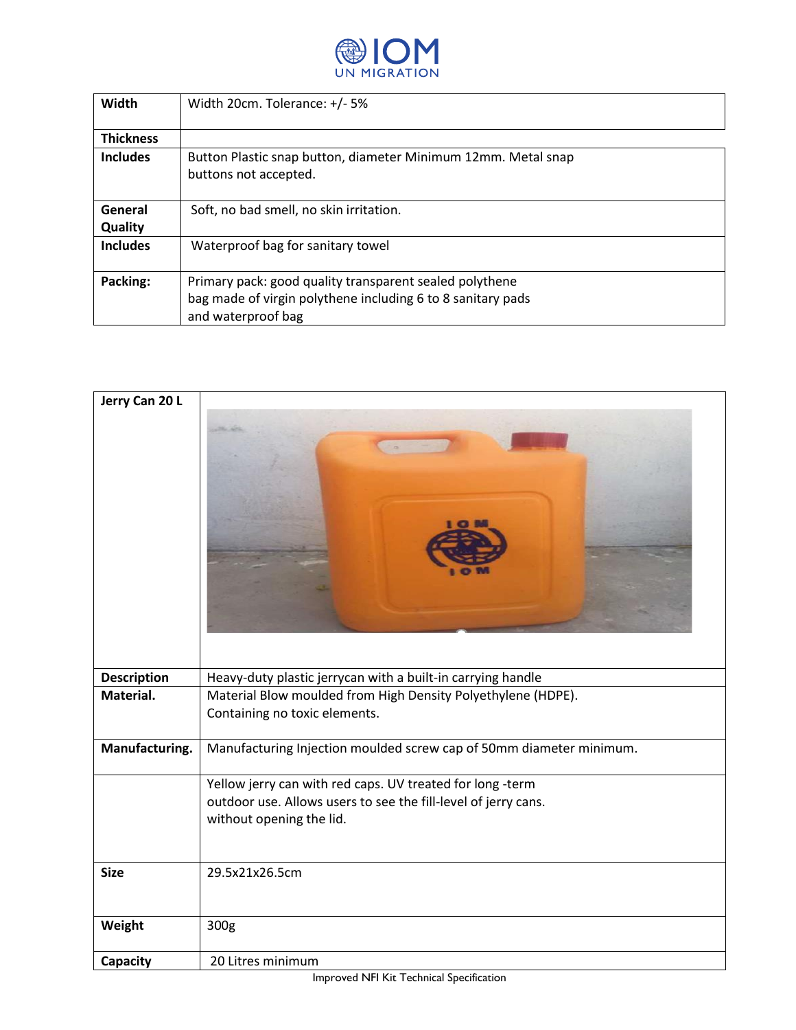| Width | Width 20cm. Tolerance: +/- 5% |
| --- | --- |
| Thickness | |
| Includes | Button Plastic snap button, diameter Minimum 12mm. Metal snap buttons not accepted. |
| General Quality | Soft, no bad smell, no skin irritation. |
| Includes | Waterproof bag for sanitary towel |
| Packing: | Primary pack: good quality transparent sealed polythene bag made of virgin polythene including 6 to 8 sanitary pads and waterproof bag |

| Jerry Can 20 L | |
| --- | --- |
| Description | Heavy-duty plastic jerrycan with a built-in carrying handle |
| Material. | Material Blow moulded from High Density Polyethylene (HDPE). Containing no toxic elements. |
| Manufacturing. | Manufacturing Injection moulded screw cap of 50mm diameter minimum. |
| | Yellow jerry can with red caps. UV treated for long -term outdoor use. Allows users to see the fill-level of jerry cans. without opening the lid. |
| Size | 29.5x21x26.5cm |
| Weight | 300g |
| Capacity | 20 Litres minimum |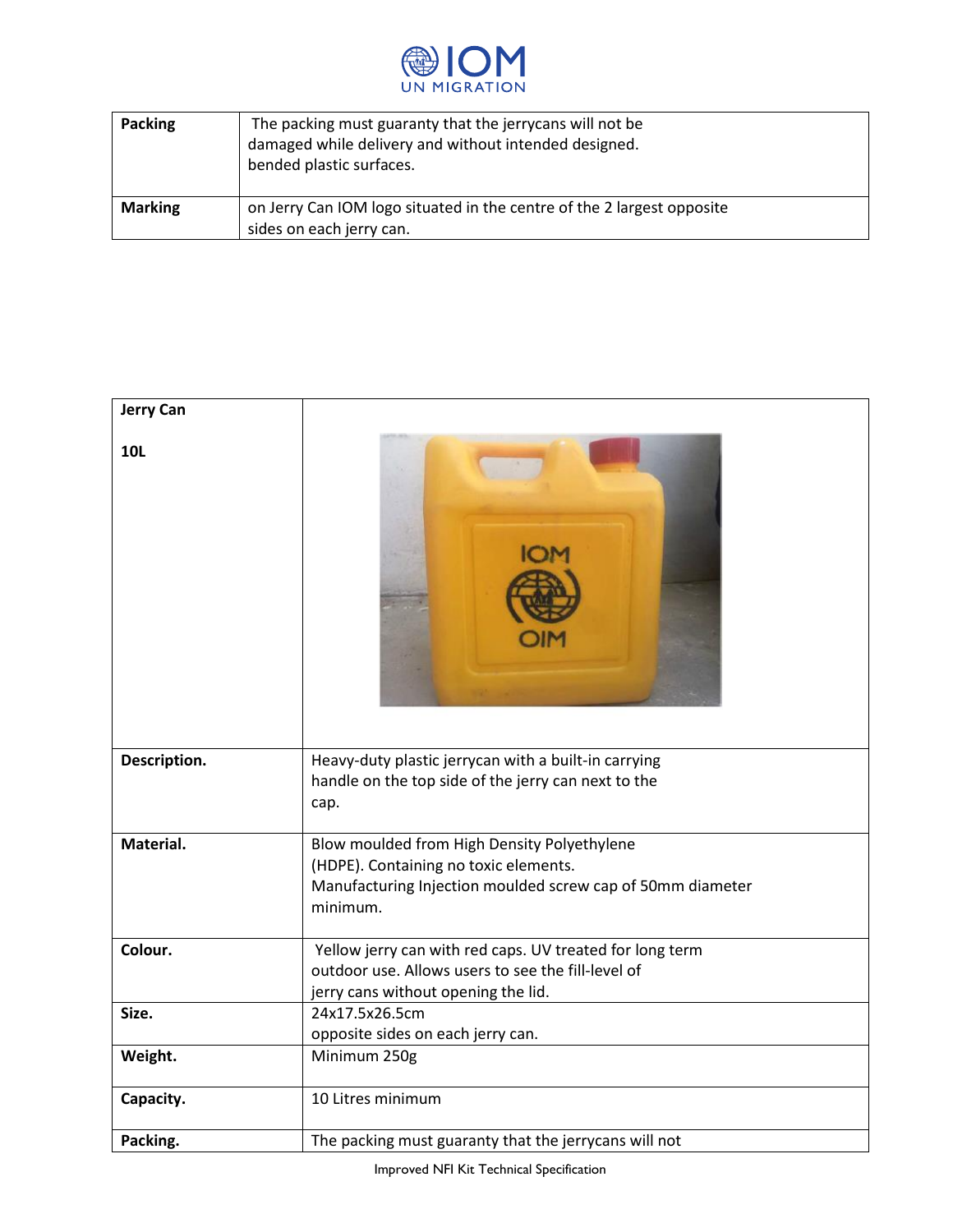| Packing | The packing must guaranty that the jerrycans will not be damaged while delivery and without intended designed. bended plastic surfaces. |
|---|---|
| Marking | on Jerry Can IOM logo situated in the centre of the 2 largest opposite sides on each jerry can. |

| Jerry Can<br><br>10L | |
|---|---|
| Description. | Heavy-duty plastic jerrycan with a built-in carrying handle on the top side of the jerry can next to the cap. |
| Material. | Blow moulded from High Density Polyethylene (HDPE). Containing no toxic elements.<br>Manufacturing Injection moulded screw cap of 50mm diameter minimum. |
| Colour. | Yellow jerry can with red caps. UV treated for long term outdoor use. Allows users to see the fill-level of jerry cans without opening the lid. |
| Size. | 24x17.5x26.5cm<br>opposite sides on each jerry can. |
| Weight. | Minimum 250g |
| Capacity. | 10 Litres minimum |
| Packing. | The packing must guaranty that the jerrycans will not |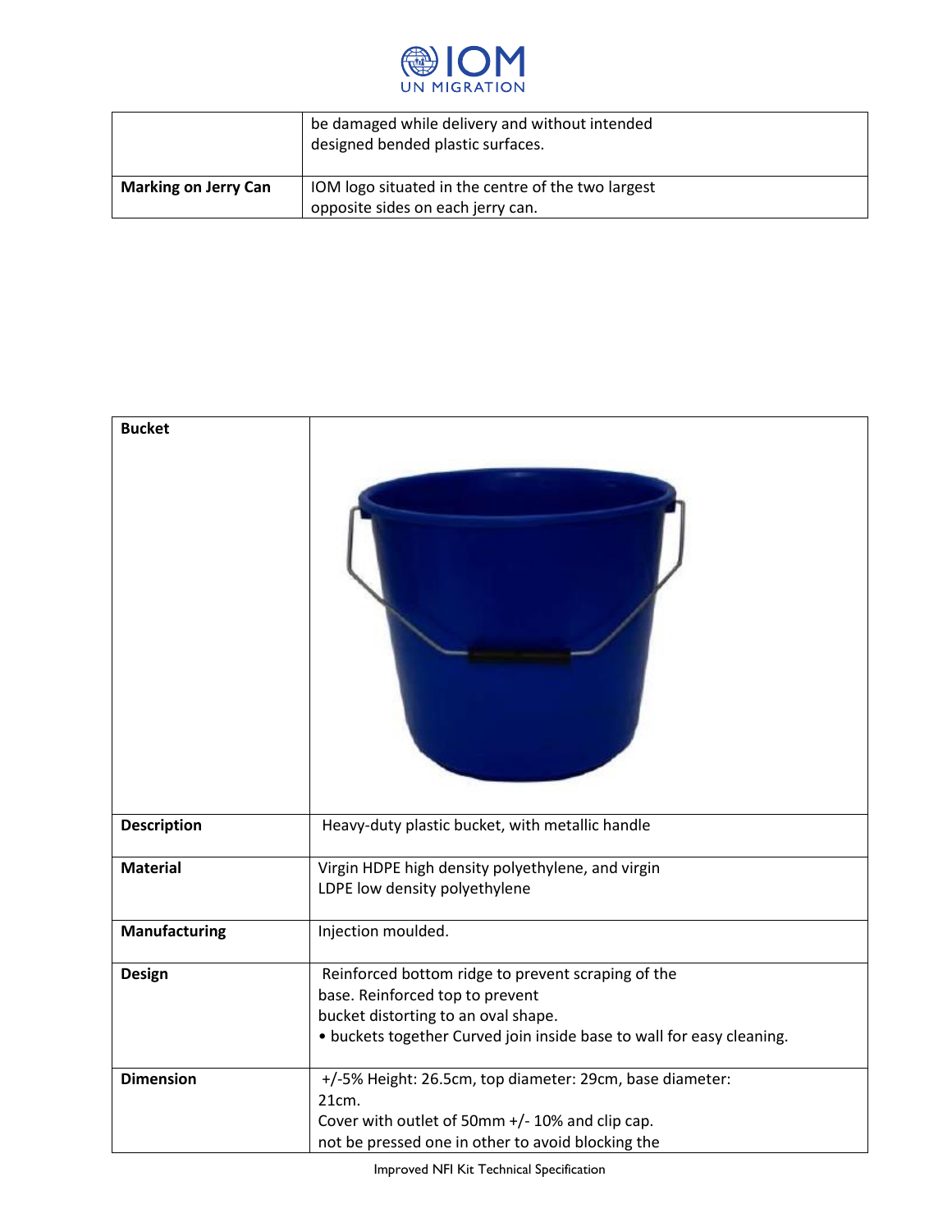|  |  |
|---|---|
|  | be damaged while delivery and without intended designed bended plastic surfaces. |
| **Marking on Jerry Can** | IOM logo situated in the centre of the two largest opposite sides on each jerry can. |

| **Bucket** |  |
|---|---|
| **Description** | Heavy-duty plastic bucket, with metallic handle |
| **Material** | Virgin HDPE high density polyethylene, and virgin LDPE low density polyethylene |
| **Manufacturing** | Injection moulded. |
| **Design** | Reinforced bottom ridge to prevent scraping of the base. Reinforced top to prevent bucket distorting to an oval shape.<br>• buckets together Curved join inside base to wall for easy cleaning. |
| **Dimension** | +/-5% Height: 26.5cm, top diameter: 29cm, base diameter: 21cm.<br>Cover with outlet of 50mm +/- 10% and clip cap.<br>not be pressed one in other to avoid blocking the |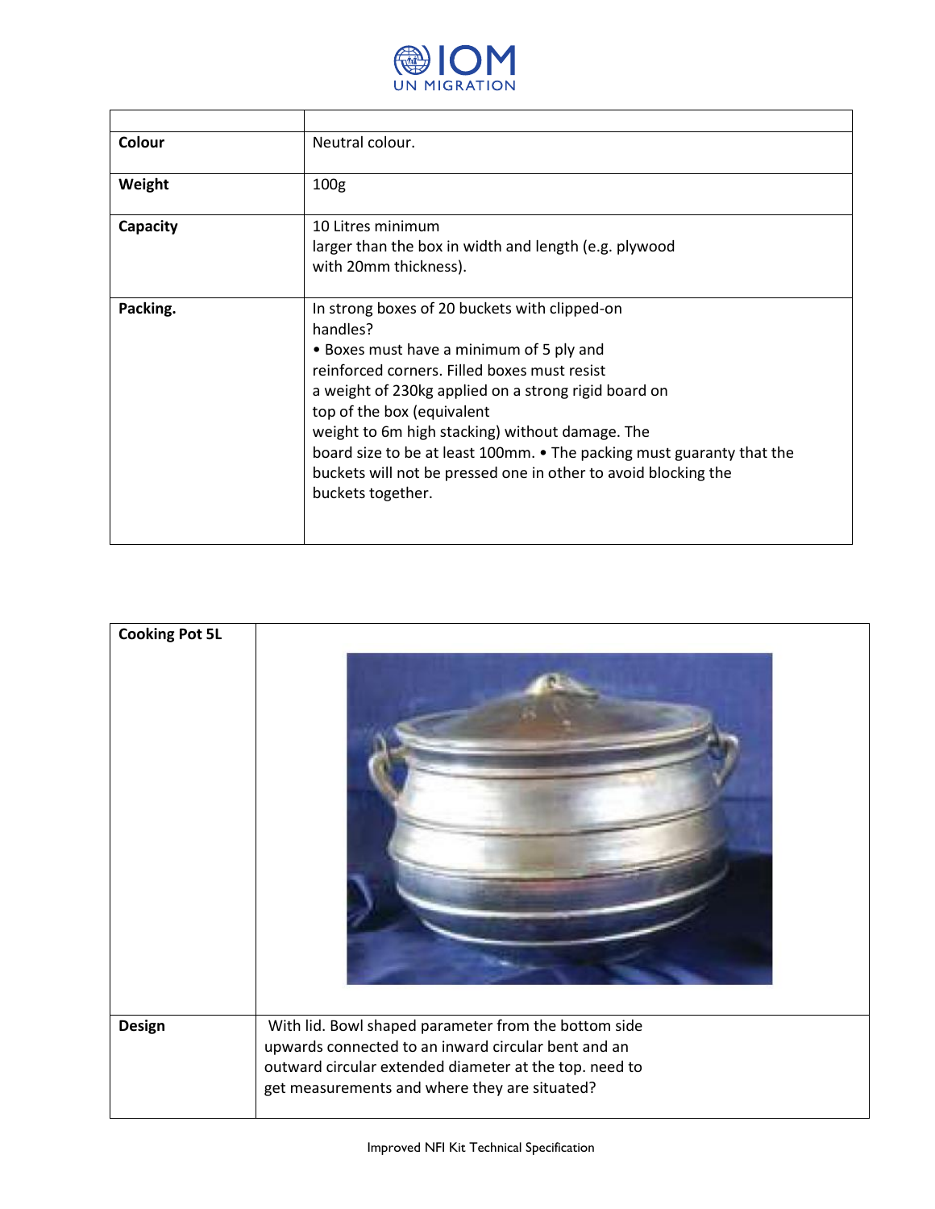| | |
|---|---|
| **Colour** | Neutral colour. |
| **Weight** | 100g |
| **Capacity** | 10 Litres minimum<br>larger than the box in width and length (e.g. plywood with 20mm thickness). |
| **Packing.** | In strong boxes of 20 buckets with clipped-on handles?<br>• Boxes must have a minimum of 5 ply and reinforced corners. Filled boxes must resist a weight of 230kg applied on a strong rigid board on top of the box (equivalent weight to 6m high stacking) without damage. The board size to be at least 100mm. • The packing must guaranty that the buckets will not be pressed one in other to avoid blocking the buckets together. |

| **Cooking Pot 5L** | |
|---|---|
| **Design** | With lid. Bowl shaped parameter from the bottom side upwards connected to an inward circular bent and an outward circular extended diameter at the top. need to get measurements and where they are situated? |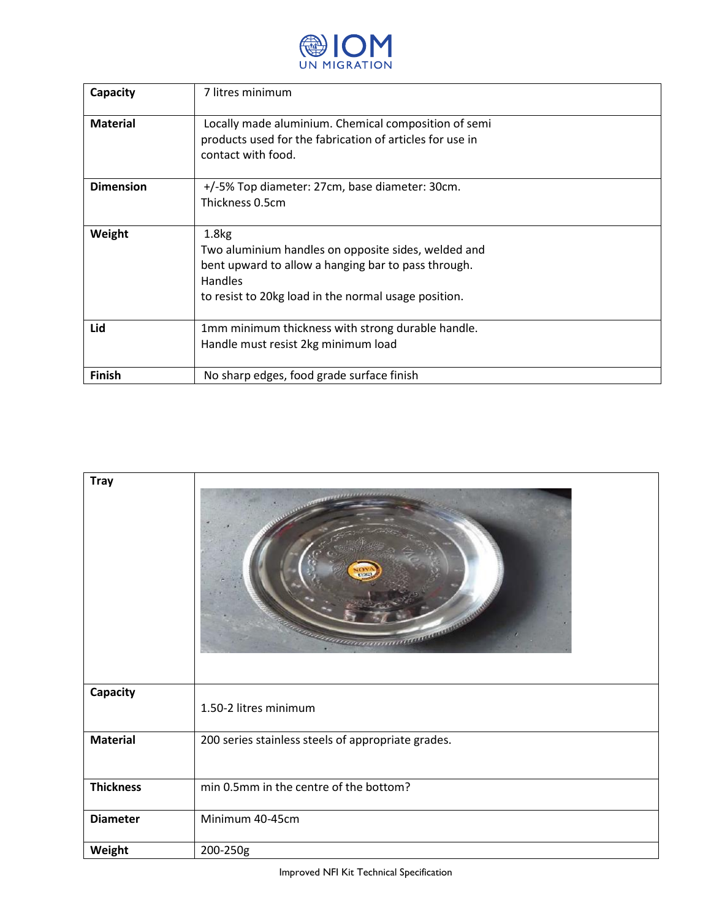| Capacity | 7 litres minimum |
|---|---|
| Material | Locally made aluminium. Chemical composition of semi products used for the fabrication of articles for use in contact with food. |
| Dimension | +/-5% Top diameter: 27cm, base diameter: 30cm. Thickness 0.5cm |
| Weight | 1.8kg<br>Two aluminium handles on opposite sides, welded and bent upward to allow a hanging bar to pass through. Handles<br>to resist to 20kg load in the normal usage position. |
| Lid | 1mm minimum thickness with strong durable handle. Handle must resist 2kg minimum load |
| Finish | No sharp edges, food grade surface finish |

| Tray | |
|---|---|
| Capacity | 1.50-2 litres minimum |
| Material | 200 series stainless steels of appropriate grades. |
| Thickness | min 0.5mm in the centre of the bottom? |
| Diameter | Minimum 40-45cm |
| Weight | 200-250g |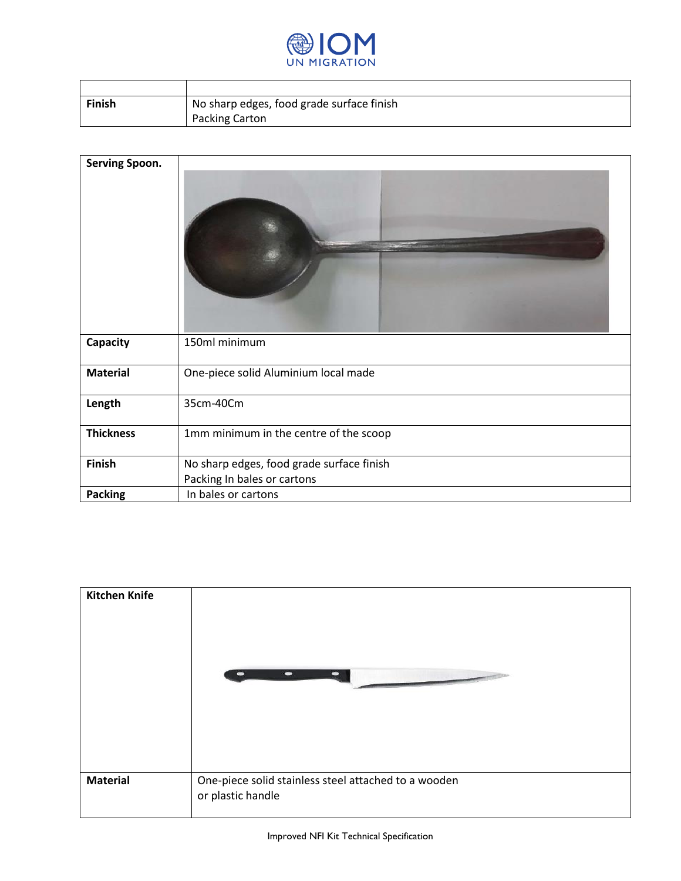| | |
|---|---|
| **Finish** | No sharp edges, food grade surface finish<br>Packing Carton |

| **Serving Spoon.** | |
|---|---|
| **Capacity** | 150ml minimum |
| **Material** | One-piece solid Aluminium local made |
| **Length** | 35cm-40Cm |
| **Thickness** | 1mm minimum in the centre of the scoop |
| **Finish** | No sharp edges, food grade surface finish<br>Packing In bales or cartons |
| **Packing** | In bales or cartons |

| **Kitchen Knife** | |
|---|---|
| **Material** | One-piece solid stainless steel attached to a wooden or plastic handle |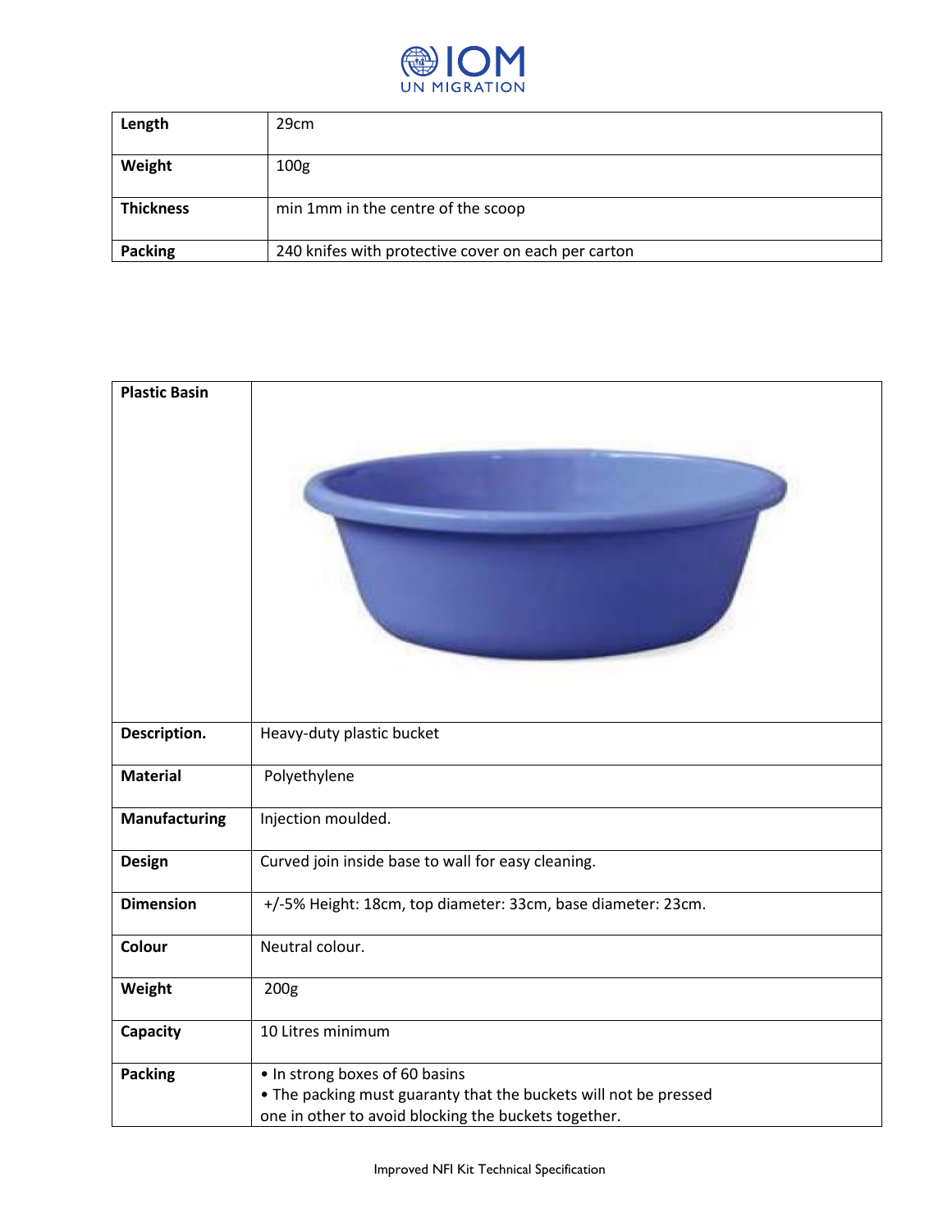| Length | 29cm |
|---|---|
| Weight | 100g |
| Thickness | min 1mm in the centre of the scoop |
| Packing | 240 knifes with protective cover on each per carton |

| Plastic Basin | |
|---|---|
| Description. | Heavy-duty plastic bucket |
| Material | Polyethylene |
| Manufacturing | Injection moulded. |
| Design | Curved join inside base to wall for easy cleaning. |
| Dimension | +/-5% Height: 18cm, top diameter: 33cm, base diameter: 23cm. |
| Colour | Neutral colour. |
| Weight | 200g |
| Capacity | 10 Litres minimum |
| Packing | • In strong boxes of 60 basins<br>• The packing must guaranty that the buckets will not be pressed one in other to avoid blocking the buckets together. |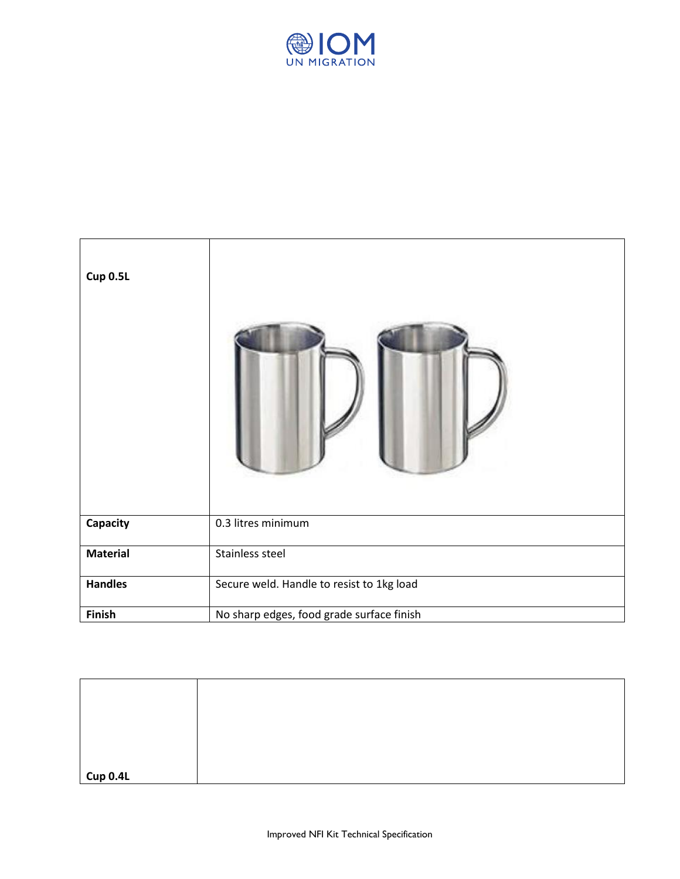| Cup 0.5L | |
|---|---|
| Capacity | 0.3 litres minimum |
| Material | Stainless steel |
| Handles | Secure weld. Handle to resist to 1kg load |
| Finish | No sharp edges, food grade surface finish |

| Cup 0.4L | |
|---|---|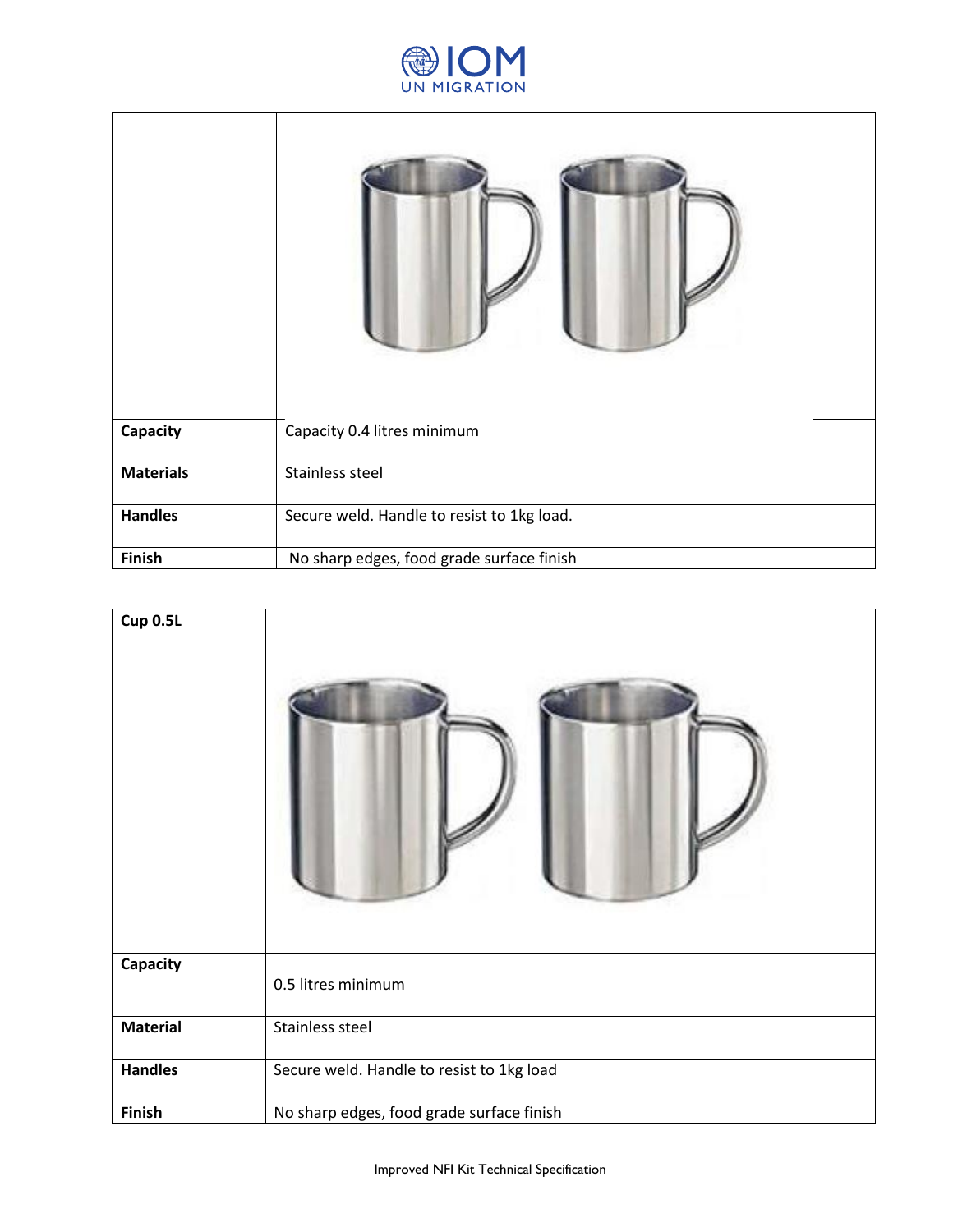| | |
|---|---|
| Capacity | Capacity 0.4 litres minimum |
| Materials | Stainless steel |
| Handles | Secure weld. Handle to resist to 1kg load. |
| Finish | No sharp edges, food grade surface finish |

| Cup 0.5L | |
|---|---|
| Capacity | 0.5 litres minimum |
| Material | Stainless steel |
| Handles | Secure weld. Handle to resist to 1kg load |
| Finish | No sharp edges, food grade surface finish |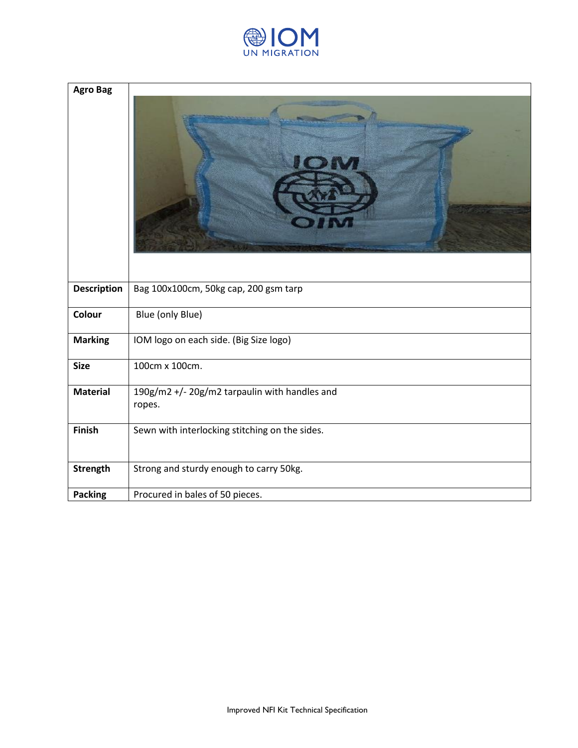| | |
|---|---|
| **Agro Bag** | |
| **Description** | Bag 100x100cm, 50kg cap, 200 gsm tarp |
| **Colour** | Blue (only Blue) |
| **Marking** | IOM logo on each side. (Big Size logo) |
| **Size** | 100cm x 100cm. |
| **Material** | 190g/m2 +/- 20g/m2 tarpaulin with handles and ropes. |
| **Finish** | Sewn with interlocking stitching on the sides. |
| **Strength** | Strong and sturdy enough to carry 50kg. |
| **Packing** | Procured in bales of 50 pieces. |